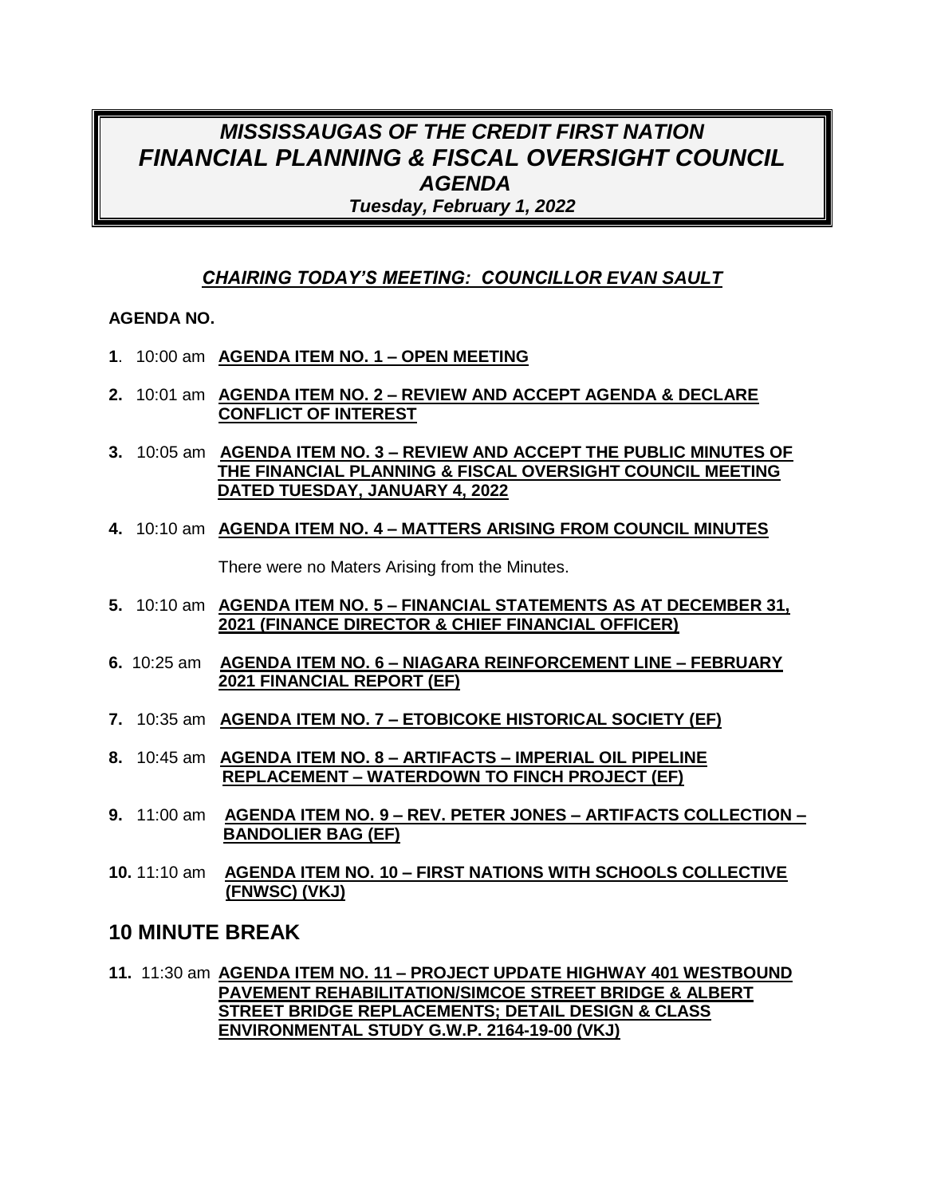# *MISSISSAUGAS OF THE CREDIT FIRST NATION*
# *FINANCIAL PLANNING & FISCAL OVERSIGHT COUNCIL*
## *AGENDA*
### *Tuesday, February 1, 2022*

***CHAIRING TODAY'S MEETING: COUNCILLOR EVAN SAULT***

**AGENDA NO.**

**1**. 10:00 am **AGENDA ITEM NO. 1 – OPEN MEETING**

**2.** 10:01 am **AGENDA ITEM NO. 2 – REVIEW AND ACCEPT AGENDA & DECLARE CONFLICT OF INTEREST**

**3.** 10:05 am **AGENDA ITEM NO. 3 – REVIEW AND ACCEPT THE PUBLIC MINUTES OF THE FINANCIAL PLANNING & FISCAL OVERSIGHT COUNCIL MEETING DATED TUESDAY, JANUARY 4, 2022**

**4.** 10:10 am **AGENDA ITEM NO. 4 – MATTERS ARISING FROM COUNCIL MINUTES**

There were no Maters Arising from the Minutes.

**5.** 10:10 am **AGENDA ITEM NO. 5 – FINANCIAL STATEMENTS AS AT DECEMBER 31, 2021 (FINANCE DIRECTOR & CHIEF FINANCIAL OFFICER)**

**6.** 10:25 am **AGENDA ITEM NO. 6 – NIAGARA REINFORCEMENT LINE – FEBRUARY 2021 FINANCIAL REPORT (EF)**

**7.** 10:35 am **AGENDA ITEM NO. 7 – ETOBICOKE HISTORICAL SOCIETY (EF)**

**8.** 10:45 am **AGENDA ITEM NO. 8 – ARTIFACTS – IMPERIAL OIL PIPELINE REPLACEMENT – WATERDOWN TO FINCH PROJECT (EF)**

**9.** 11:00 am **AGENDA ITEM NO. 9 – REV. PETER JONES – ARTIFACTS COLLECTION – BANDOLIER BAG (EF)**

**10.** 11:10 am **AGENDA ITEM NO. 10 – FIRST NATIONS WITH SCHOOLS COLLECTIVE (FNWSC) (VKJ)**

## 10 MINUTE BREAK

**11.** 11:30 am **AGENDA ITEM NO. 11 – PROJECT UPDATE HIGHWAY 401 WESTBOUND PAVEMENT REHABILITATION/SIMCOE STREET BRIDGE & ALBERT STREET BRIDGE REPLACEMENTS; DETAIL DESIGN & CLASS ENVIRONMENTAL STUDY G.W.P. 2164-19-00 (VKJ)**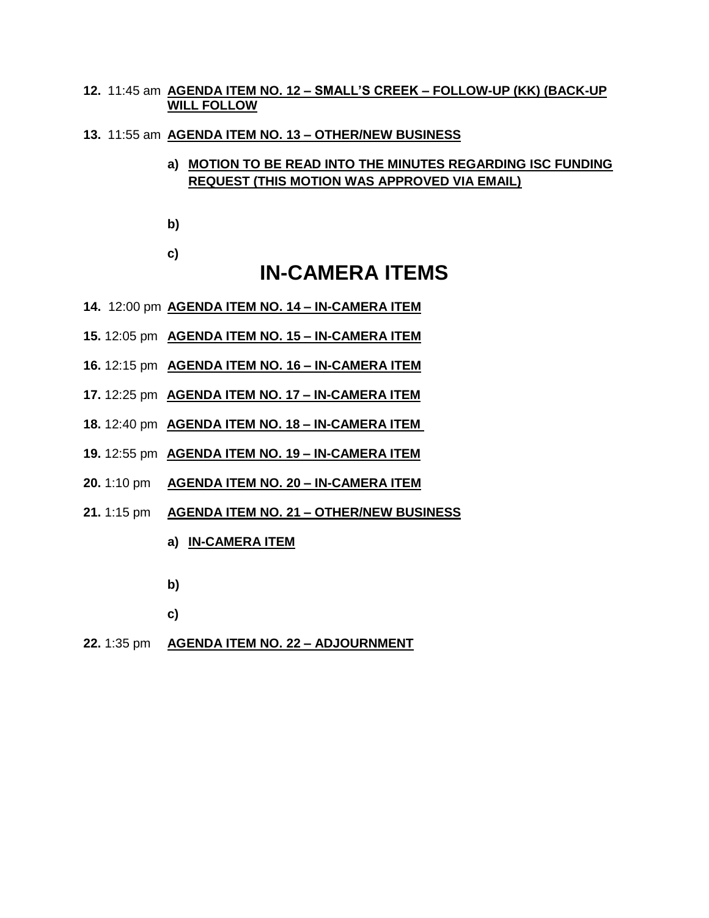**12.** 11:45 am **AGENDA ITEM NO. 12 – SMALL'S CREEK – FOLLOW-UP (KK) (BACK-UP WILL FOLLOW**

**13.** 11:55 am **AGENDA ITEM NO. 13 – OTHER/NEW BUSINESS**

- **a) MOTION TO BE READ INTO THE MINUTES REGARDING ISC FUNDING REQUEST (THIS MOTION WAS APPROVED VIA EMAIL)**
- **b)**
- **c)**

# IN-CAMERA ITEMS

**14.** 12:00 pm **AGENDA ITEM NO. 14 – IN-CAMERA ITEM**

**15.** 12:05 pm **AGENDA ITEM NO. 15 – IN-CAMERA ITEM**

**16.** 12:15 pm **AGENDA ITEM NO. 16 – IN-CAMERA ITEM**

**17.** 12:25 pm **AGENDA ITEM NO. 17 – IN-CAMERA ITEM**

**18.** 12:40 pm **AGENDA ITEM NO. 18 – IN-CAMERA ITEM**

**19.** 12:55 pm **AGENDA ITEM NO. 19 – IN-CAMERA ITEM**

**20.** 1:10 pm **AGENDA ITEM NO. 20 – IN-CAMERA ITEM**

**21.** 1:15 pm **AGENDA ITEM NO. 21 – OTHER/NEW BUSINESS**

- **a) IN-CAMERA ITEM**
- **b)**
- **c)**

**22.** 1:35 pm **AGENDA ITEM NO. 22 – ADJOURNMENT**